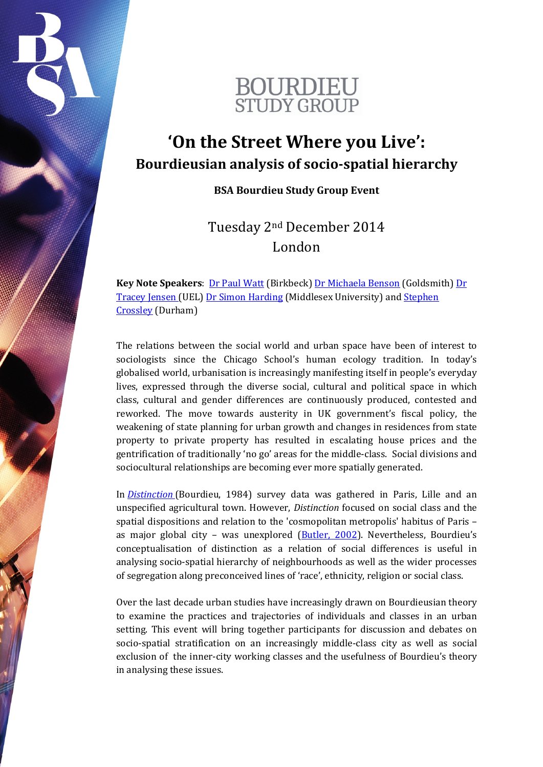BOURDIEU STUDY GROUP

# 'On the Street Where you Live': Bourdieusian analysis of socio-spatial hierarchy

**BSA Bourdieu Study Group Event**

Tuesday 2nd December 2014
London

**Key Note Speakers**: Dr Paul Watt (Birkbeck) Dr Michaela Benson (Goldsmith) Dr Tracey Jensen (UEL) Dr Simon Harding (Middlesex University) and Stephen Crossley (Durham)

The relations between the social world and urban space have been of interest to sociologists since the Chicago School's human ecology tradition. In today's globalised world, urbanisation is increasingly manifesting itself in people's everyday lives, expressed through the diverse social, cultural and political space in which class, cultural and gender differences are continuously produced, contested and reworked. The move towards austerity in UK government's fiscal policy, the weakening of state planning for urban growth and changes in residences from state property to private property has resulted in escalating house prices and the gentrification of traditionally 'no go' areas for the middle-class. Social divisions and sociocultural relationships are becoming ever more spatially generated.

In *Distinction* (Bourdieu, 1984) survey data was gathered in Paris, Lille and an unspecified agricultural town. However, *Distinction* focused on social class and the spatial dispositions and relation to the 'cosmopolitan metropolis' habitus of Paris – as major global city – was unexplored (Butler, 2002). Nevertheless, Bourdieu's conceptualisation of distinction as a relation of social differences is useful in analysing socio-spatial hierarchy of neighbourhoods as well as the wider processes of segregation along preconceived lines of 'race', ethnicity, religion or social class.

Over the last decade urban studies have increasingly drawn on Bourdieusian theory to examine the practices and trajectories of individuals and classes in an urban setting. This event will bring together participants for discussion and debates on socio-spatial stratification on an increasingly middle-class city as well as social exclusion of the inner-city working classes and the usefulness of Bourdieu's theory in analysing these issues.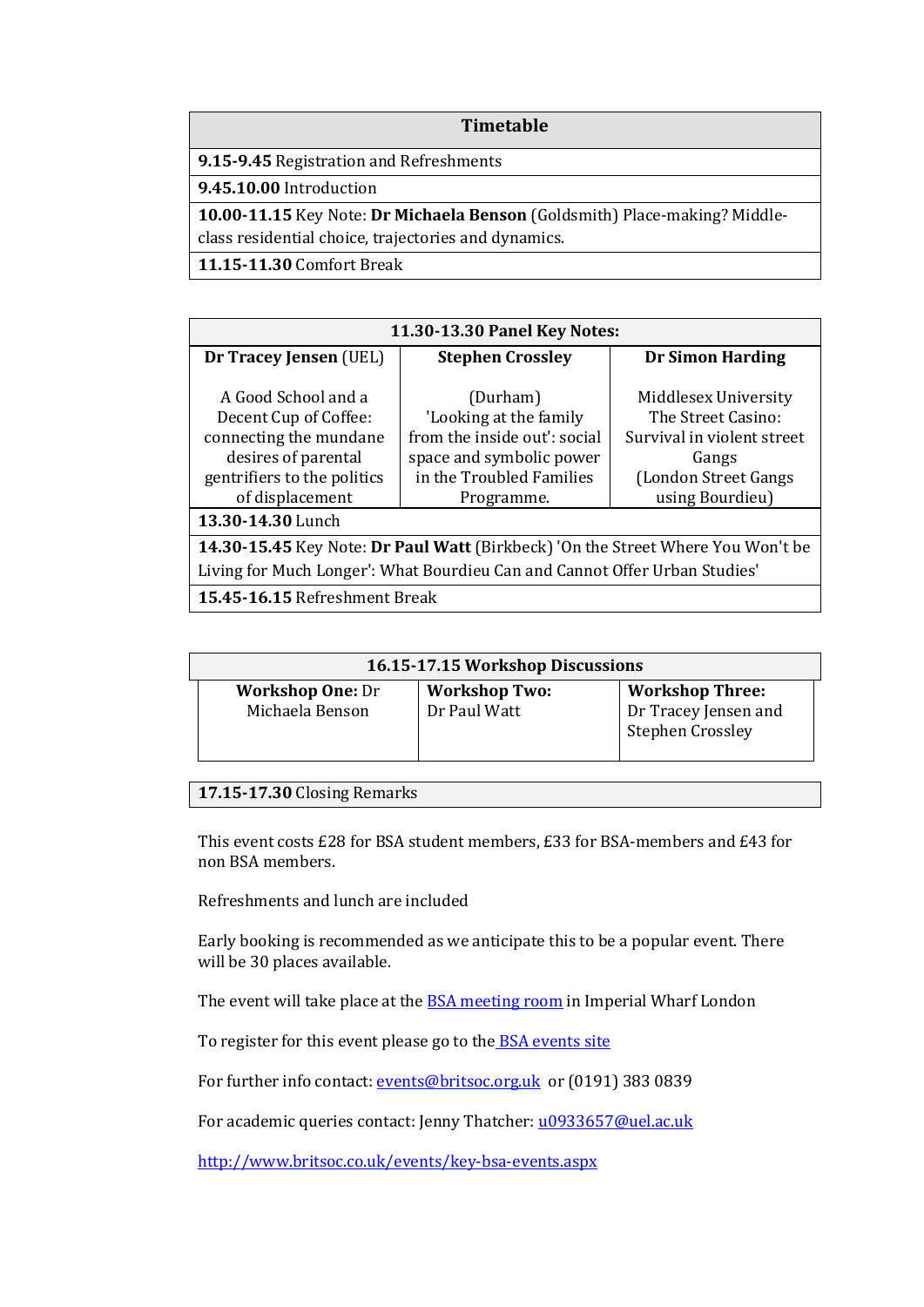| Timetable |
|---|
| **9.15-9.45** Registration and Refreshments |
| **9.45.10.00** Introduction |
| **10.00-11.15** Key Note: **Dr Michaela Benson** (Goldsmith) Place-making? Middle-class residential choice, trajectories and dynamics. |
| **11.15-11.30** Comfort Break |

| **11.30-13.30 Panel Key Notes:** | | |
|---|---|---|
| **Dr Tracey Jensen** (UEL) A Good School and a Decent Cup of Coffee: connecting the mundane desires of parental gentrifiers to the politics of displacement | **Stephen Crossley** (Durham) 'Looking at the family from the inside out': social space and symbolic power in the Troubled Families Programme. | **Dr Simon Harding** Middlesex University The Street Casino: Survival in violent street Gangs (London Street Gangs using Bourdieu) |
| **13.30-14.30** Lunch | | |
| **14.30-15.45** Key Note: **Dr Paul Watt** (Birkbeck) 'On the Street Where You Won't be Living for Much Longer': What Bourdieu Can and Cannot Offer Urban Studies' | | |
| **15.45-16.15** Refreshment Break | | |

| **16.15-17.15 Workshop Discussions** | | |
|---|---|---|
| **Workshop One:** Dr Michaela Benson | **Workshop Two:** Dr Paul Watt | **Workshop Three:** Dr Tracey Jensen and Stephen Crossley |

| **17.15-17.30** Closing Remarks |
|---|

This event costs £28 for BSA student members, £33 for BSA-members and £43 for non BSA members.

Refreshments and lunch are included

Early booking is recommended as we anticipate this to be a popular event. There will be 30 places available.

The event will take place at the [BSA meeting room] in Imperial Wharf London

To register for this event please go to the [BSA events site]

For further info contact: events@britsoc.org.uk or (0191) 383 0839

For academic queries contact: Jenny Thatcher: u0933657@uel.ac.uk

http://www.britsoc.co.uk/events/key-bsa-events.aspx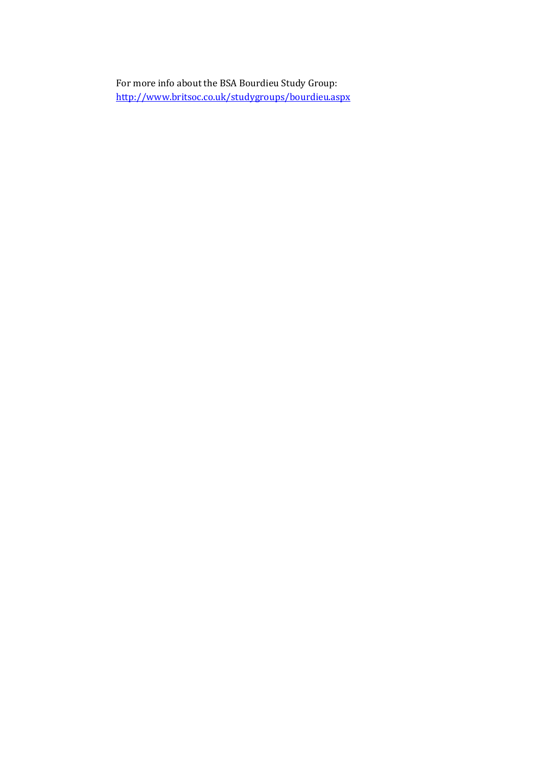For more info about the BSA Bourdieu Study Group:
http://www.britsoc.co.uk/studygroups/bourdieu.aspx